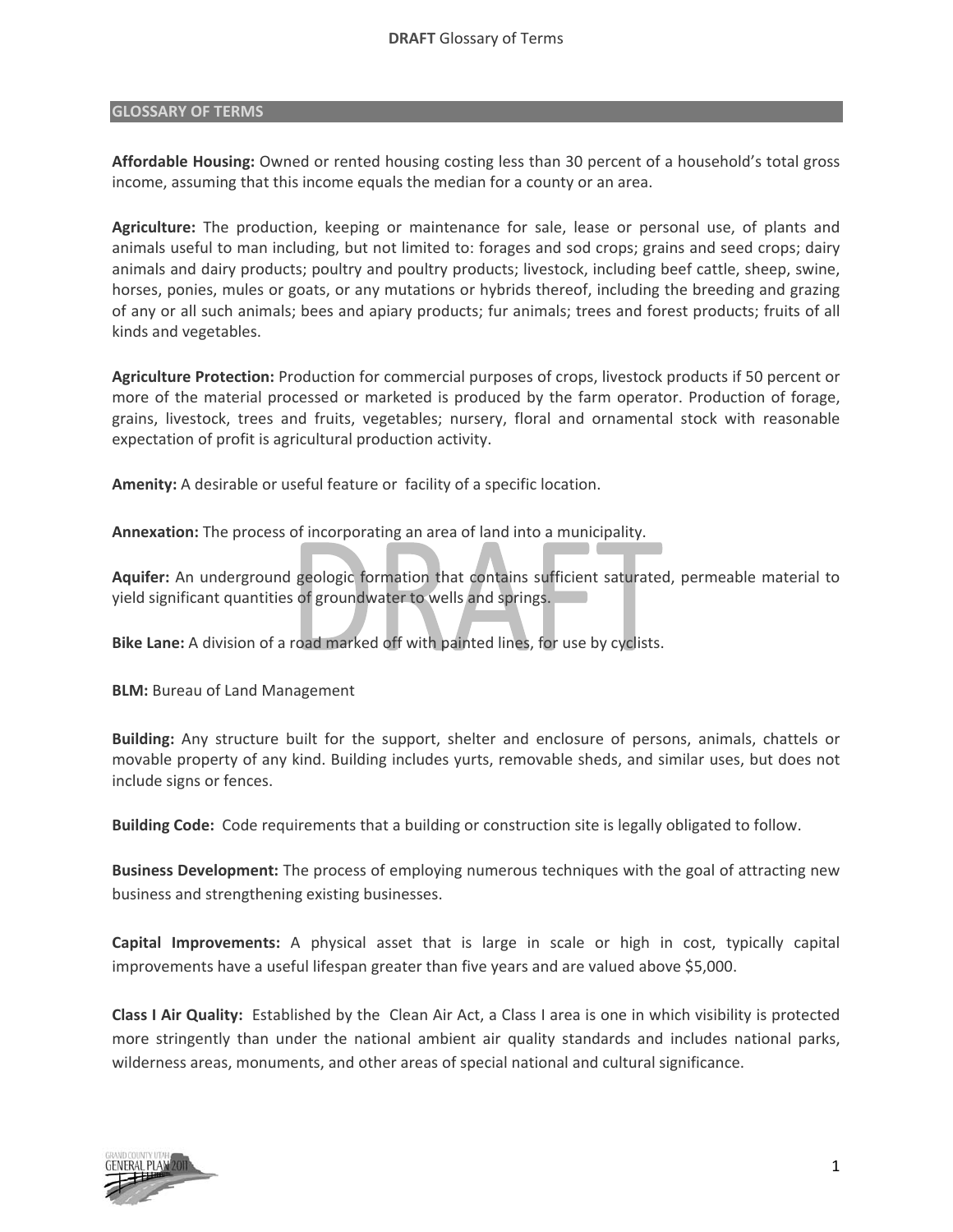## GLOSSARY OF TERMS

**Affordable Housing:** Owned or rented housing costing less than 30 percent of a household's total gross income, assuming that this income equals the median for a county or an area.

**Agriculture:** The production, keeping or maintenance for sale, lease or personal use, of plants and animals useful to man including, but not limited to: forages and sod crops; grains and seed crops; dairy animals and dairy products; poultry and poultry products; livestock, including beef cattle, sheep, swine, horses, ponies, mules or goats, or any mutations or hybrids thereof, including the breeding and grazing of any or all such animals; bees and apiary products; fur animals; trees and forest products; fruits of all kinds and vegetables.

**Agriculture Protection:** Production for commercial purposes of crops, livestock products if 50 percent or more of the material processed or marketed is produced by the farm operator. Production of forage, grains, livestock, trees and fruits, vegetables; nursery, floral and ornamental stock with reasonable expectation of profit is agricultural production activity.

**Amenity:** A desirable or useful feature or facility of a specific location.

**Annexation:** The process of incorporating an area of land into a municipality.

**Aquifer:** An underground geologic formation that contains sufficient saturated, permeable material to yield significant quantities of groundwater to wells and springs.

**Bike Lane:** A division of a road marked off with painted lines, for use by cyclists.

**BLM:** Bureau of Land Management

**Building:** Any structure built for the support, shelter and enclosure of persons, animals, chattels or movable property of any kind. Building includes yurts, removable sheds, and similar uses, but does not include signs or fences.

**Building Code:** Code requirements that a building or construction site is legally obligated to follow.

**Business Development:** The process of employing numerous techniques with the goal of attracting new business and strengthening existing businesses.

**Capital Improvements:** A physical asset that is large in scale or high in cost, typically capital improvements have a useful lifespan greater than five years and are valued above $5,000.

**Class I Air Quality:** Established by the Clean Air Act, a Class I area is one in which visibility is protected more stringently than under the national ambient air quality standards and includes national parks, wilderness areas, monuments, and other areas of special national and cultural significance.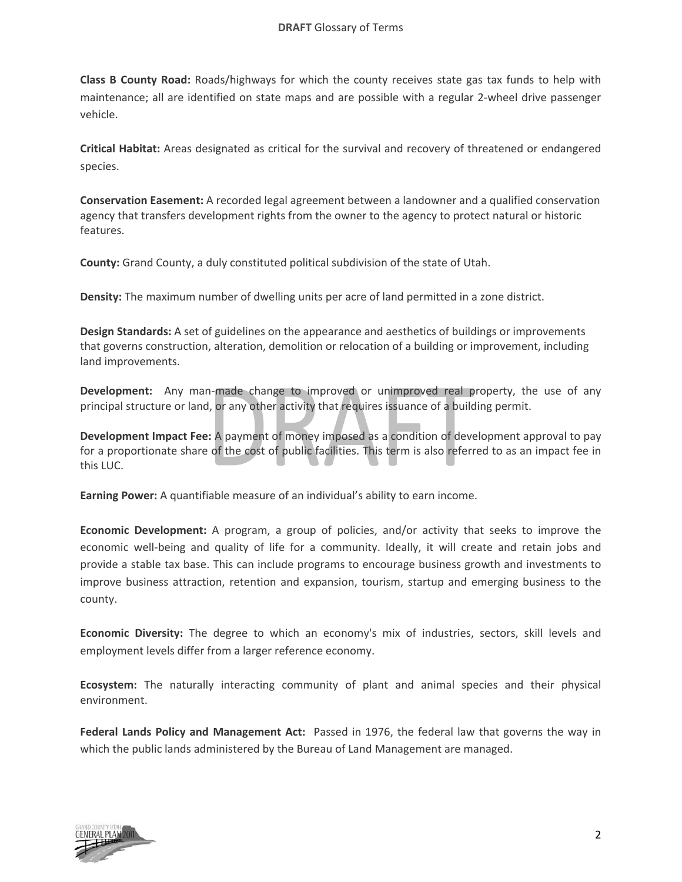**Class B County Road:** Roads/highways for which the county receives state gas tax funds to help with maintenance; all are identified on state maps and are possible with a regular 2-wheel drive passenger vehicle.

**Critical Habitat:** Areas designated as critical for the survival and recovery of threatened or endangered species.

**Conservation Easement:** A recorded legal agreement between a landowner and a qualified conservation agency that transfers development rights from the owner to the agency to protect natural or historic features.

**County:** Grand County, a duly constituted political subdivision of the state of Utah.

**Density:** The maximum number of dwelling units per acre of land permitted in a zone district.

**Design Standards:** A set of guidelines on the appearance and aesthetics of buildings or improvements that governs construction, alteration, demolition or relocation of a building or improvement, including land improvements.

**Development:** Any man-made change to improved or unimproved real property, the use of any principal structure or land, or any other activity that requires issuance of a building permit.

**Development Impact Fee:** A payment of money imposed as a condition of development approval to pay for a proportionate share of the cost of public facilities. This term is also referred to as an impact fee in this LUC.

**Earning Power:** A quantifiable measure of an individual's ability to earn income.

**Economic Development:** A program, a group of policies, and/or activity that seeks to improve the economic well-being and quality of life for a community. Ideally, it will create and retain jobs and provide a stable tax base. This can include programs to encourage business growth and investments to improve business attraction, retention and expansion, tourism, startup and emerging business to the county.

**Economic Diversity:** The degree to which an economy's mix of industries, sectors, skill levels and employment levels differ from a larger reference economy.

**Ecosystem:** The naturally interacting community of plant and animal species and their physical environment.

**Federal Lands Policy and Management Act:** Passed in 1976, the federal law that governs the way in which the public lands administered by the Bureau of Land Management are managed.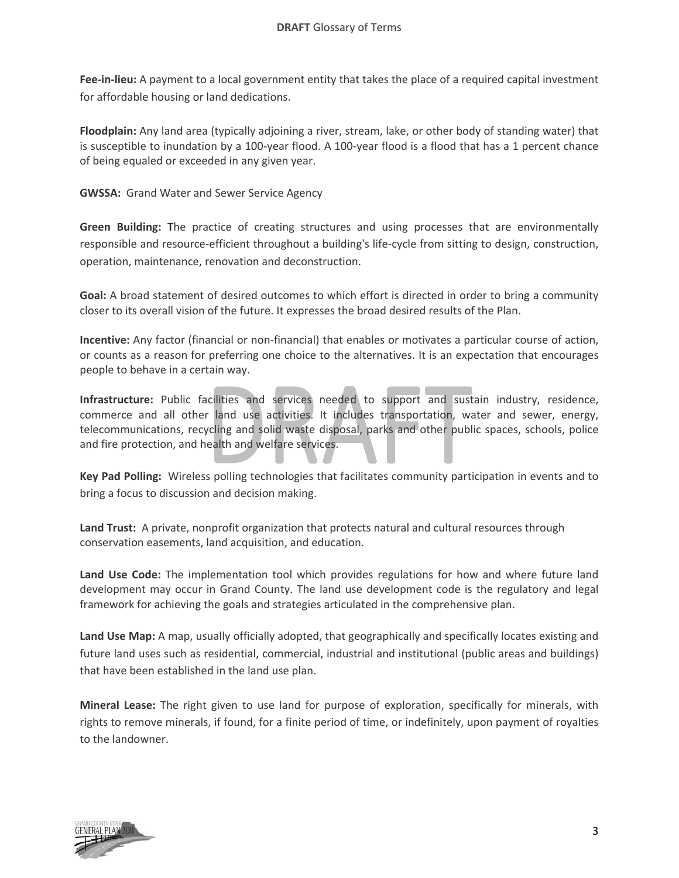**Fee-in-lieu:** A payment to a local government entity that takes the place of a required capital investment for affordable housing or land dedications.

**Floodplain:** Any land area (typically adjoining a river, stream, lake, or other body of standing water) that is susceptible to inundation by a 100-year flood. A 100-year flood is a flood that has a 1 percent chance of being equaled or exceeded in any given year.

**GWSSA:** Grand Water and Sewer Service Agency

**Green Building: T**he practice of creating structures and using processes that are environmentally responsible and resource-efficient throughout a building's life-cycle from sitting to design, construction, operation, maintenance, renovation and deconstruction.

**Goal:** A broad statement of desired outcomes to which effort is directed in order to bring a community closer to its overall vision of the future. It expresses the broad desired results of the Plan.

**Incentive:** Any factor (financial or non-financial) that enables or motivates a particular course of action, or counts as a reason for preferring one choice to the alternatives. It is an expectation that encourages people to behave in a certain way.

**Infrastructure:** Public facilities and services needed to support and sustain industry, residence, commerce and all other land use activities. It includes transportation, water and sewer, energy, telecommunications, recycling and solid waste disposal, parks and other public spaces, schools, police and fire protection, and health and welfare services.

**Key Pad Polling:** Wireless polling technologies that facilitates community participation in events and to bring a focus to discussion and decision making.

**Land Trust:** A private, nonprofit organization that protects natural and cultural resources through conservation easements, land acquisition, and education.

**Land Use Code:** The implementation tool which provides regulations for how and where future land development may occur in Grand County. The land use development code is the regulatory and legal framework for achieving the goals and strategies articulated in the comprehensive plan.

**Land Use Map:** A map, usually officially adopted, that geographically and specifically locates existing and future land uses such as residential, commercial, industrial and institutional (public areas and buildings) that have been established in the land use plan.

**Mineral Lease:** The right given to use land for purpose of exploration, specifically for minerals, with rights to remove minerals, if found, for a finite period of time, or indefinitely, upon payment of royalties to the landowner.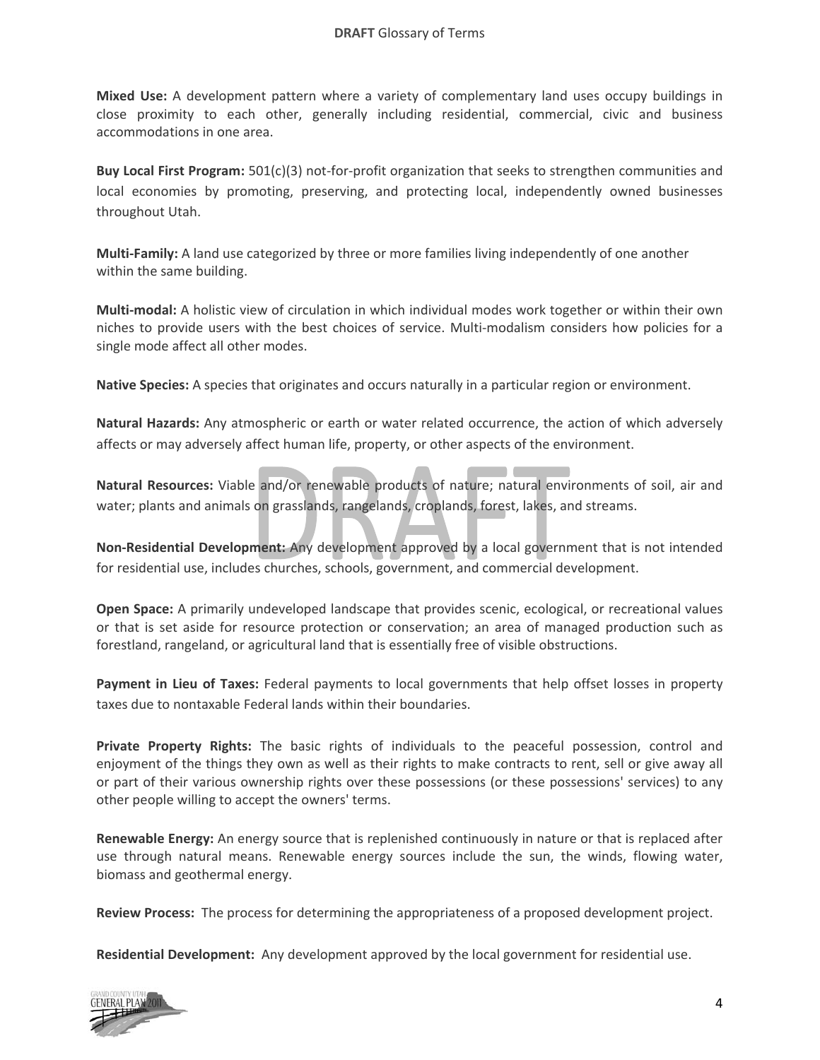**Mixed Use:** A development pattern where a variety of complementary land uses occupy buildings in close proximity to each other, generally including residential, commercial, civic and business accommodations in one area.

**Buy Local First Program:** 501(c)(3) not-for-profit organization that seeks to strengthen communities and local economies by promoting, preserving, and protecting local, independently owned businesses throughout Utah.

**Multi-Family:** A land use categorized by three or more families living independently of one another within the same building.

**Multi-modal:** A holistic view of circulation in which individual modes work together or within their own niches to provide users with the best choices of service. Multi-modalism considers how policies for a single mode affect all other modes.

**Native Species:** A species that originates and occurs naturally in a particular region or environment.

**Natural Hazards:** Any atmospheric or earth or water related occurrence, the action of which adversely affects or may adversely affect human life, property, or other aspects of the environment.

**Natural Resources:** Viable and/or renewable products of nature; natural environments of soil, air and water; plants and animals on grasslands, rangelands, croplands, forest, lakes, and streams.

**Non-Residential Development:** Any development approved by a local government that is not intended for residential use, includes churches, schools, government, and commercial development.

**Open Space:** A primarily undeveloped landscape that provides scenic, ecological, or recreational values or that is set aside for resource protection or conservation; an area of managed production such as forestland, rangeland, or agricultural land that is essentially free of visible obstructions.

**Payment in Lieu of Taxes:** Federal payments to local governments that help offset losses in property taxes due to nontaxable Federal lands within their boundaries.

**Private Property Rights:** The basic rights of individuals to the peaceful possession, control and enjoyment of the things they own as well as their rights to make contracts to rent, sell or give away all or part of their various ownership rights over these possessions (or these possessions' services) to any other people willing to accept the owners' terms.

**Renewable Energy:** An energy source that is replenished continuously in nature or that is replaced after use through natural means. Renewable energy sources include the sun, the winds, flowing water, biomass and geothermal energy.

**Review Process:** The process for determining the appropriateness of a proposed development project.

**Residential Development:** Any development approved by the local government for residential use.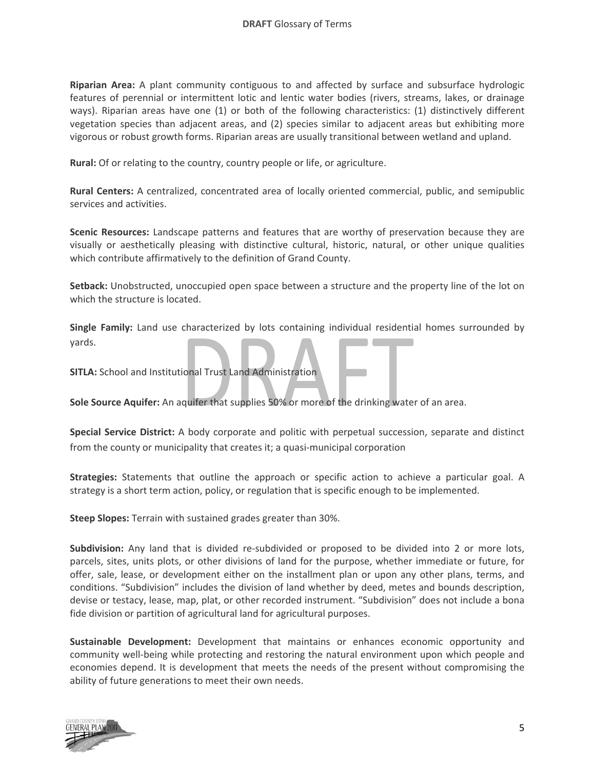**Riparian Area:** A plant community contiguous to and affected by surface and subsurface hydrologic features of perennial or intermittent lotic and lentic water bodies (rivers, streams, lakes, or drainage ways). Riparian areas have one (1) or both of the following characteristics: (1) distinctively different vegetation species than adjacent areas, and (2) species similar to adjacent areas but exhibiting more vigorous or robust growth forms. Riparian areas are usually transitional between wetland and upland.

**Rural:** Of or relating to the country, country people or life, or agriculture.

**Rural Centers:** A centralized, concentrated area of locally oriented commercial, public, and semipublic services and activities.

**Scenic Resources:** Landscape patterns and features that are worthy of preservation because they are visually or aesthetically pleasing with distinctive cultural, historic, natural, or other unique qualities which contribute affirmatively to the definition of Grand County.

**Setback:** Unobstructed, unoccupied open space between a structure and the property line of the lot on which the structure is located.

**Single Family:** Land use characterized by lots containing individual residential homes surrounded by yards.

**SITLA:** School and Institutional Trust Land Administration

**Sole Source Aquifer:** An aquifer that supplies 50% or more of the drinking water of an area.

**Special Service District:** A body corporate and politic with perpetual succession, separate and distinct from the county or municipality that creates it; a quasi-municipal corporation

**Strategies:** Statements that outline the approach or specific action to achieve a particular goal. A strategy is a short term action, policy, or regulation that is specific enough to be implemented.

**Steep Slopes:** Terrain with sustained grades greater than 30%.

**Subdivision:** Any land that is divided re-subdivided or proposed to be divided into 2 or more lots, parcels, sites, units plots, or other divisions of land for the purpose, whether immediate or future, for offer, sale, lease, or development either on the installment plan or upon any other plans, terms, and conditions. "Subdivision" includes the division of land whether by deed, metes and bounds description, devise or testacy, lease, map, plat, or other recorded instrument. "Subdivision" does not include a bona fide division or partition of agricultural land for agricultural purposes.

**Sustainable Development:** Development that maintains or enhances economic opportunity and community well-being while protecting and restoring the natural environment upon which people and economies depend. It is development that meets the needs of the present without compromising the ability of future generations to meet their own needs.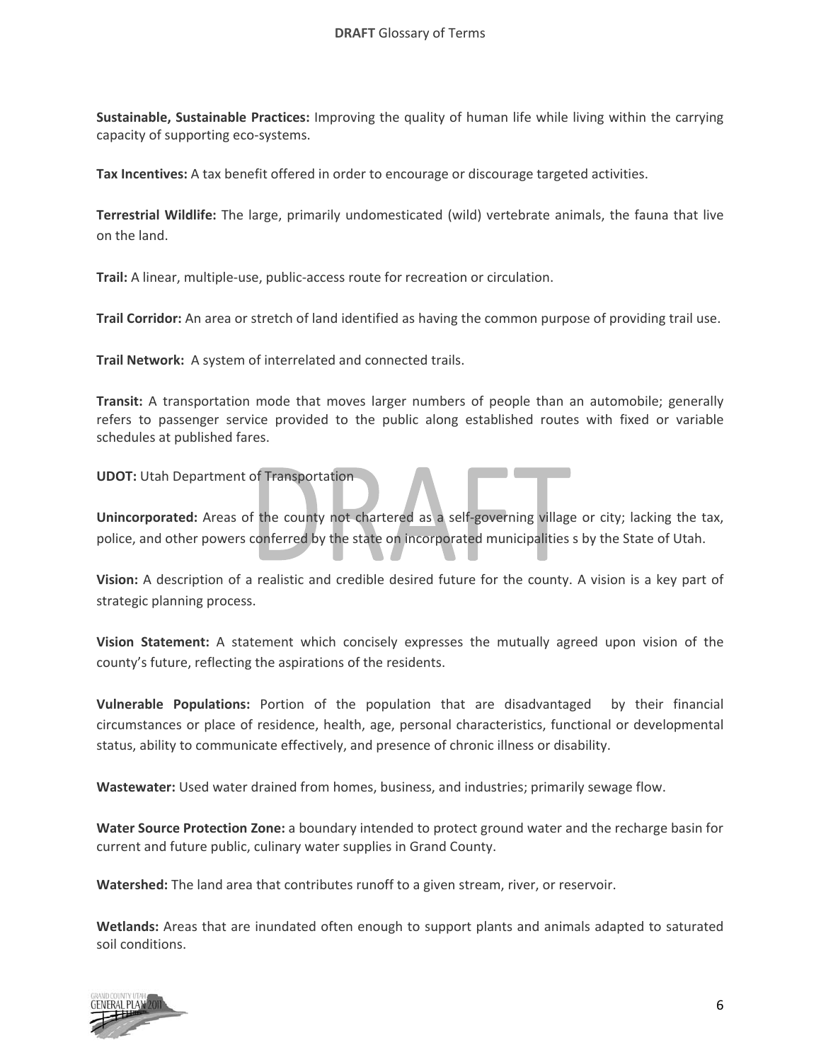**Sustainable, Sustainable Practices:** Improving the quality of human life while living within the carrying capacity of supporting eco-systems.

**Tax Incentives:** A tax benefit offered in order to encourage or discourage targeted activities.

**Terrestrial Wildlife:** The large, primarily undomesticated (wild) vertebrate animals, the fauna that live on the land.

**Trail:** A linear, multiple-use, public-access route for recreation or circulation.

**Trail Corridor:** An area or stretch of land identified as having the common purpose of providing trail use.

**Trail Network:** A system of interrelated and connected trails.

**Transit:** A transportation mode that moves larger numbers of people than an automobile; generally refers to passenger service provided to the public along established routes with fixed or variable schedules at published fares.

**UDOT:** Utah Department of Transportation

**Unincorporated:** Areas of the county not chartered as a self-governing village or city; lacking the tax, police, and other powers conferred by the state on incorporated municipalities s by the State of Utah.

**Vision:** A description of a realistic and credible desired future for the county. A vision is a key part of strategic planning process.

**Vision Statement:** A statement which concisely expresses the mutually agreed upon vision of the county's future, reflecting the aspirations of the residents.

**Vulnerable Populations:** Portion of the population that are disadvantaged by their financial circumstances or place of residence, health, age, personal characteristics, functional or developmental status, ability to communicate effectively, and presence of chronic illness or disability.

**Wastewater:** Used water drained from homes, business, and industries; primarily sewage flow.

**Water Source Protection Zone:** a boundary intended to protect ground water and the recharge basin for current and future public, culinary water supplies in Grand County.

**Watershed:** The land area that contributes runoff to a given stream, river, or reservoir.

**Wetlands:** Areas that are inundated often enough to support plants and animals adapted to saturated soil conditions.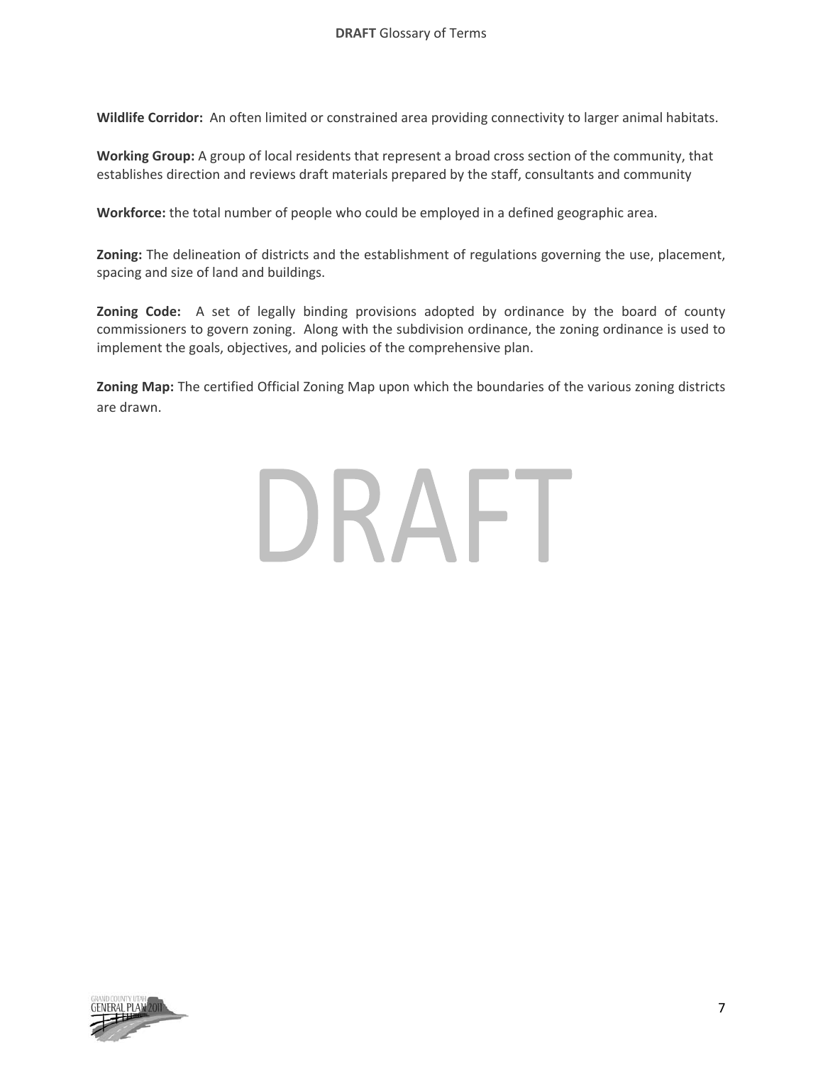**Wildlife Corridor:** An often limited or constrained area providing connectivity to larger animal habitats.

**Working Group:** A group of local residents that represent a broad cross section of the community, that establishes direction and reviews draft materials prepared by the staff, consultants and community

**Workforce:** the total number of people who could be employed in a defined geographic area.

**Zoning:** The delineation of districts and the establishment of regulations governing the use, placement, spacing and size of land and buildings.

**Zoning Code:** A set of legally binding provisions adopted by ordinance by the board of county commissioners to govern zoning. Along with the subdivision ordinance, the zoning ordinance is used to implement the goals, objectives, and policies of the comprehensive plan.

**Zoning Map:** The certified Official Zoning Map upon which the boundaries of the various zoning districts are drawn.